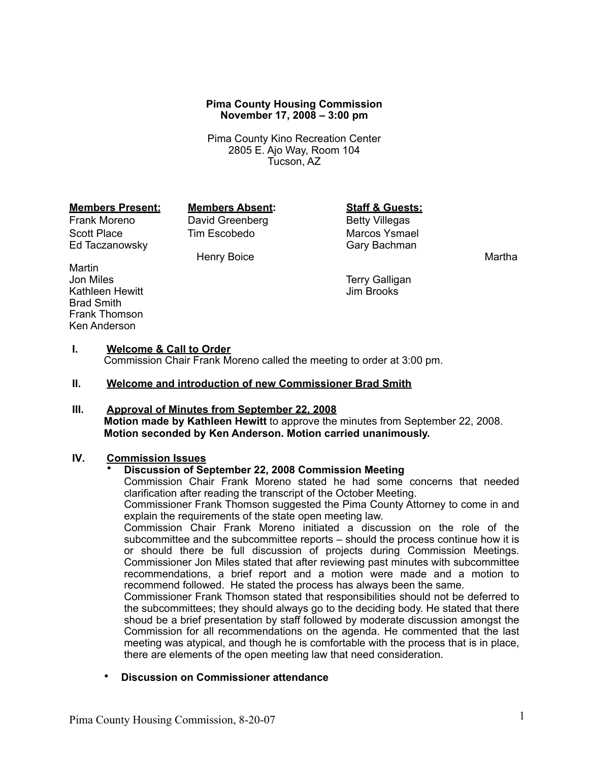**Pima County Housing Commission**
**November 17, 2008 – 3:00 pm**

Pima County Kino Recreation Center
2805 E. Ajo Way, Room 104
Tucson, AZ

| **Members Present:** | **Members Absent:** | **Staff & Guests:** |
|---|---|---|
| Frank Moreno | David Greenberg | Betty Villegas |
| Scott Place | Tim Escobedo | Marcos Ysmael |
| Ed Taczanowsky | Henry Boice | Gary Bachman |
| Martha Martin | | Terry Galligan |
| Jon Miles | | Jim Brooks |
| Kathleen Hewitt | | |
| Brad Smith | | |
| Frank Thomson | | |
| Ken Anderson | | |

**I. Welcome & Call to Order**

Commission Chair Frank Moreno called the meeting to order at 3:00 pm.

**II. Welcome and introduction of new Commissioner Brad Smith**

**III. Approval of Minutes from September 22, 2008**

**Motion made by Kathleen Hewitt** to approve the minutes from September 22, 2008. **Motion seconded by Ken Anderson. Motion carried unanimously.**

**IV. Commission Issues**

- **Discussion of September 22, 2008 Commission Meeting**

  Commission Chair Frank Moreno stated he had some concerns that needed clarification after reading the transcript of the October Meeting.

  Commissioner Frank Thomson suggested the Pima County Attorney to come in and explain the requirements of the state open meeting law.

  Commission Chair Frank Moreno initiated a discussion on the role of the subcommittee and the subcommittee reports – should the process continue how it is or should there be full discussion of projects during Commission Meetings.

  Commissioner Jon Miles stated that after reviewing past minutes with subcommittee recommendations, a brief report and a motion were made and a motion to recommend followed. He stated the process has always been the same.

  Commissioner Frank Thomson stated that responsibilities should not be deferred to the subcommittees; they should always go to the deciding body. He stated that there shoud be a brief presentation by staff followed by moderate discussion amongst the Commission for all recommendations on the agenda. He commented that the last meeting was atypical, and though he is comfortable with the process that is in place, there are elements of the open meeting law that need consideration.

- **Discussion on Commissioner attendance**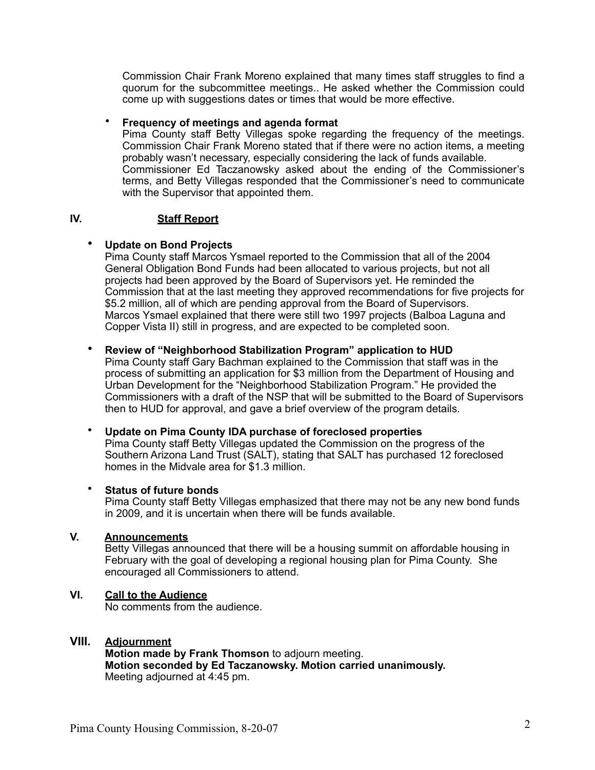Commission Chair Frank Moreno explained that many times staff struggles to find a quorum for the subcommittee meetings.. He asked whether the Commission could come up with suggestions dates or times that would be more effective.

- **Frequency of meetings and agenda format**
  Pima County staff Betty Villegas spoke regarding the frequency of the meetings. Commission Chair Frank Moreno stated that if there were no action items, a meeting probably wasn't necessary, especially considering the lack of funds available. Commissioner Ed Taczanowsky asked about the ending of the Commissioner's terms, and Betty Villegas responded that the Commissioner's need to communicate with the Supervisor that appointed them.

## IV. Staff Report

- **Update on Bond Projects**
  Pima County staff Marcos Ysmael reported to the Commission that all of the 2004 General Obligation Bond Funds had been allocated to various projects, but not all projects had been approved by the Board of Supervisors yet. He reminded the Commission that at the last meeting they approved recommendations for five projects for $5.2 million, all of which are pending approval from the Board of Supervisors. Marcos Ysmael explained that there were still two 1997 projects (Balboa Laguna and Copper Vista II) still in progress, and are expected to be completed soon.

- **Review of "Neighborhood Stabilization Program" application to HUD**
  Pima County staff Gary Bachman explained to the Commission that staff was in the process of submitting an application for $3 million from the Department of Housing and Urban Development for the "Neighborhood Stabilization Program." He provided the Commissioners with a draft of the NSP that will be submitted to the Board of Supervisors then to HUD for approval, and gave a brief overview of the program details.

- **Update on Pima County IDA purchase of foreclosed properties**
  Pima County staff Betty Villegas updated the Commission on the progress of the Southern Arizona Land Trust (SALT), stating that SALT has purchased 12 foreclosed homes in the Midvale area for $1.3 million.

- **Status of future bonds**
  Pima County staff Betty Villegas emphasized that there may not be any new bond funds in 2009, and it is uncertain when there will be funds available.

## V. Announcements

Betty Villegas announced that there will be a housing summit on affordable housing in February with the goal of developing a regional housing plan for Pima County. She encouraged all Commissioners to attend.

## VI. Call to the Audience

No comments from the audience.

## VIII. Adjournment

**Motion made by Frank Thomson** to adjourn meeting.
**Motion seconded by Ed Taczanowsky. Motion carried unanimously.**
Meeting adjourned at 4:45 pm.